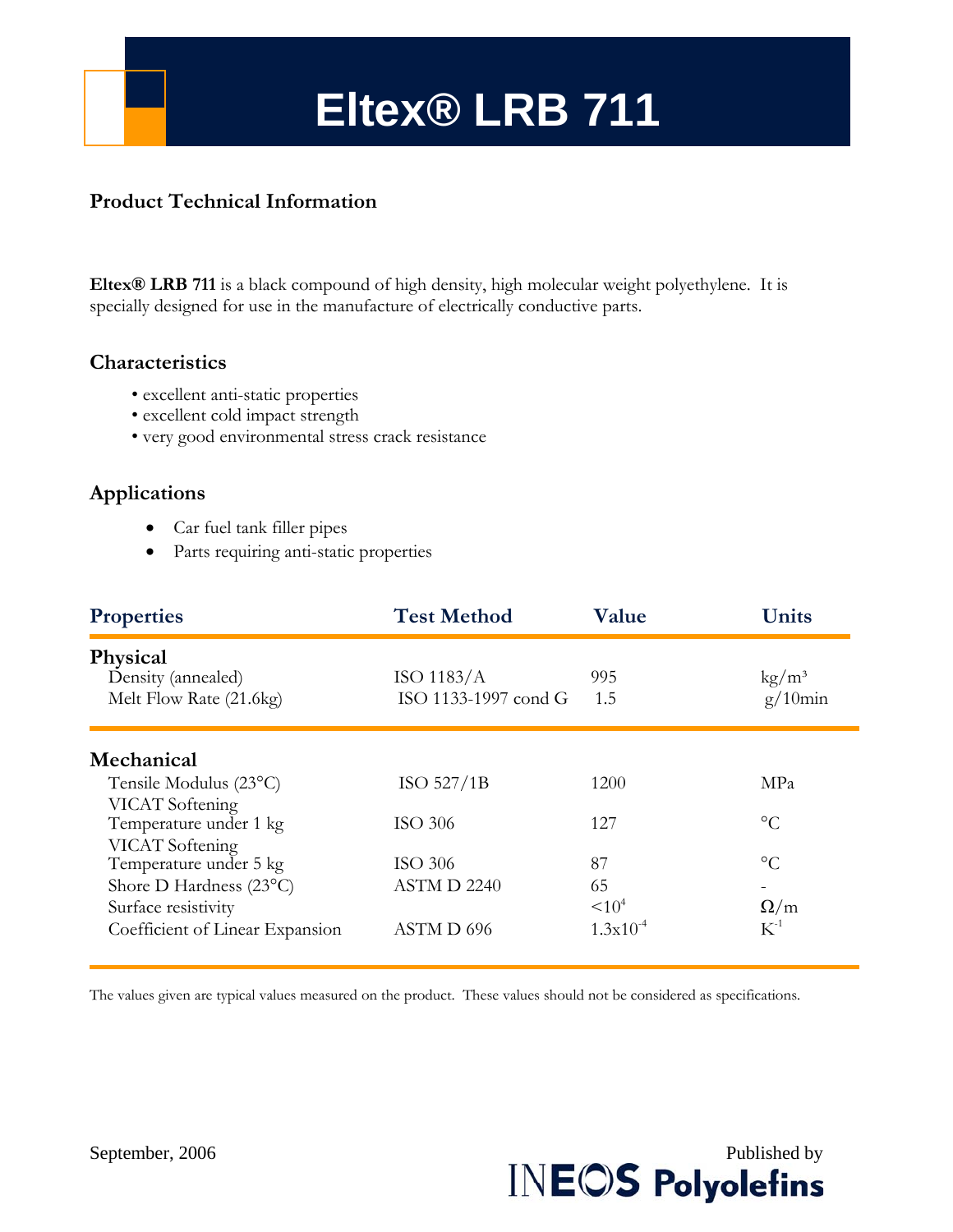# Eltex® LRB 711

## Product Technical Information

**Eltex® LRB 711** is a black compound of high density, high molecular weight polyethylene. It is specially designed for use in the manufacture of electrically conductive parts.

### Characteristics

- excellent anti-static properties
- excellent cold impact strength
- very good environmental stress crack resistance

### Applications

- Car fuel tank filler pipes
- Parts requiring anti-static properties

| Properties | Test Method | Value | Units |
| --- | --- | --- | --- |
| **Physical** | | | |
| Density (annealed) | ISO 1183/A | 995 | kg/m³ |
| Melt Flow Rate (21.6kg) | ISO 1133-1997 cond G | 1.5 | g/10min |
| **Mechanical** | | | |
| Tensile Modulus (23°C) | ISO 527/1B | 1200 | MPa |
| VICAT Softening Temperature under 1 kg | ISO 306 | 127 | °C |
| VICAT Softening Temperature under 5 kg | ISO 306 | 87 | °C |
| Shore D Hardness (23°C) | ASTM D 2240 | 65 | - |
| Surface resistivity | | $<10^4$ | Ω/m |
| Coefficient of Linear Expansion | ASTM D 696 | $1.3 \times 10^{-4}$ | $K^{-1}$ |

The values given are typical values measured on the product. These values should not be considered as specifications.

September, 2006

Published by INEOS Polyolefins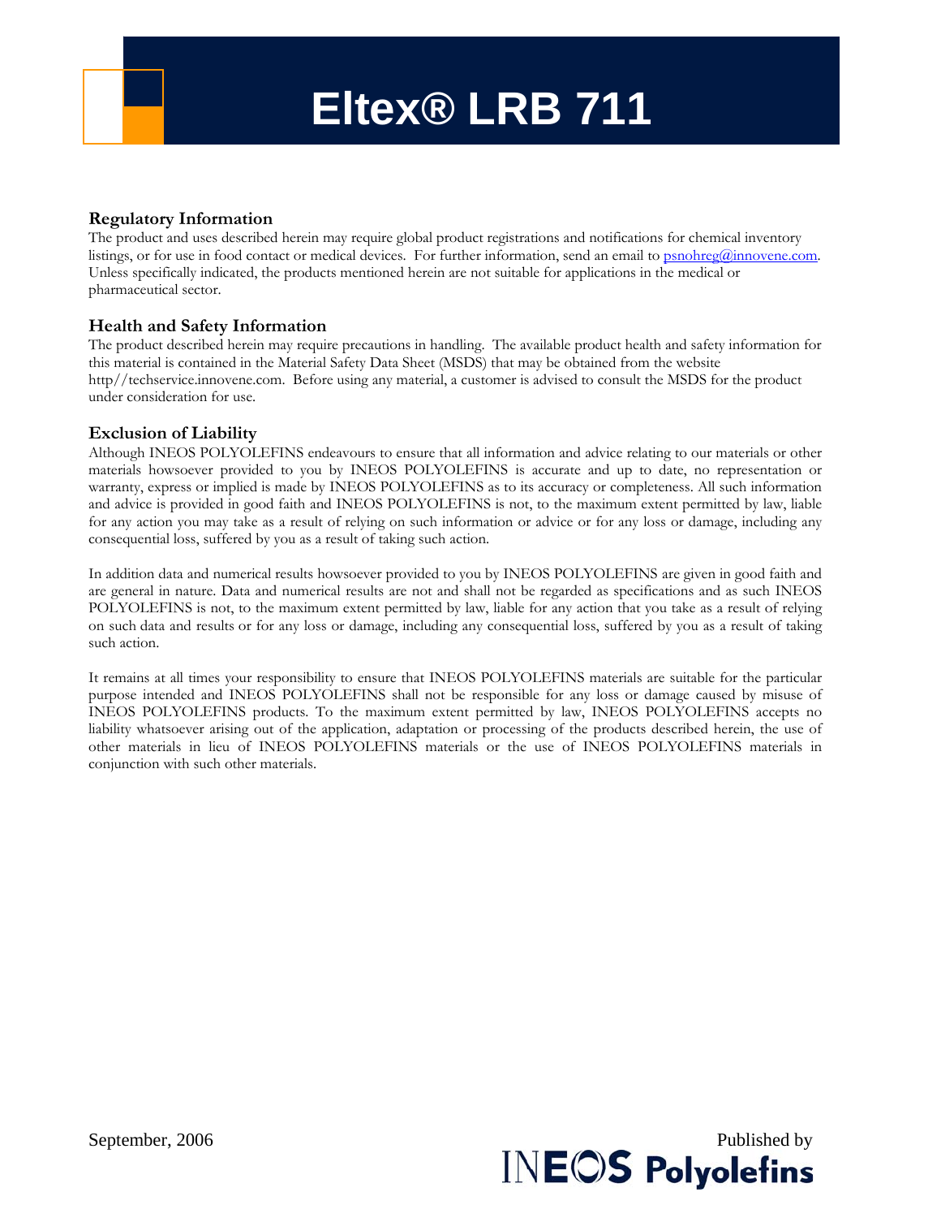# Eltex® LRB 711

### Regulatory Information

The product and uses described herein may require global product registrations and notifications for chemical inventory listings, or for use in food contact or medical devices. For further information, send an email to psnohreg@innovene.com. Unless specifically indicated, the products mentioned herein are not suitable for applications in the medical or pharmaceutical sector.

### Health and Safety Information

The product described herein may require precautions in handling. The available product health and safety information for this material is contained in the Material Safety Data Sheet (MSDS) that may be obtained from the website http//techservice.innovene.com. Before using any material, a customer is advised to consult the MSDS for the product under consideration for use.

### Exclusion of Liability

Although INEOS POLYOLEFINS endeavours to ensure that all information and advice relating to our materials or other materials howsoever provided to you by INEOS POLYOLEFINS is accurate and up to date, no representation or warranty, express or implied is made by INEOS POLYOLEFINS as to its accuracy or completeness. All such information and advice is provided in good faith and INEOS POLYOLEFINS is not, to the maximum extent permitted by law, liable for any action you may take as a result of relying on such information or advice or for any loss or damage, including any consequential loss, suffered by you as a result of taking such action.

In addition data and numerical results howsoever provided to you by INEOS POLYOLEFINS are given in good faith and are general in nature. Data and numerical results are not and shall not be regarded as specifications and as such INEOS POLYOLEFINS is not, to the maximum extent permitted by law, liable for any action that you take as a result of relying on such data and results or for any loss or damage, including any consequential loss, suffered by you as a result of taking such action.

It remains at all times your responsibility to ensure that INEOS POLYOLEFINS materials are suitable for the particular purpose intended and INEOS POLYOLEFINS shall not be responsible for any loss or damage caused by misuse of INEOS POLYOLEFINS products. To the maximum extent permitted by law, INEOS POLYOLEFINS accepts no liability whatsoever arising out of the application, adaptation or processing of the products described herein, the use of other materials in lieu of INEOS POLYOLEFINS materials or the use of INEOS POLYOLEFINS materials in conjunction with such other materials.

September, 2006

Published by INEOS Polyolefins